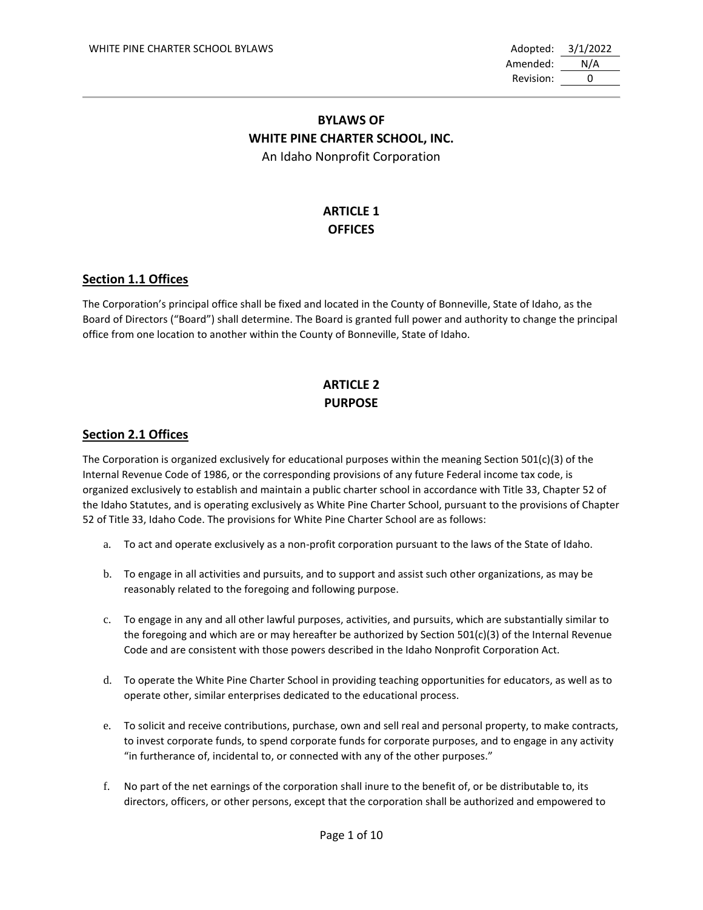| | |
|---|---|
| Adopted: | 3/1/2022 |
| Amended: | N/A |
| Revision: | 0 |

# BYLAWS OF WHITE PINE CHARTER SCHOOL, INC.

An Idaho Nonprofit Corporation

## ARTICLE 1 OFFICES

### Section 1.1 Offices

The Corporation's principal office shall be fixed and located in the County of Bonneville, State of Idaho, as the Board of Directors ("Board") shall determine. The Board is granted full power and authority to change the principal office from one location to another within the County of Bonneville, State of Idaho.

## ARTICLE 2 PURPOSE

### Section 2.1 Offices

The Corporation is organized exclusively for educational purposes within the meaning Section 501(c)(3) of the Internal Revenue Code of 1986, or the corresponding provisions of any future Federal income tax code, is organized exclusively to establish and maintain a public charter school in accordance with Title 33, Chapter 52 of the Idaho Statutes, and is operating exclusively as White Pine Charter School, pursuant to the provisions of Chapter 52 of Title 33, Idaho Code. The provisions for White Pine Charter School are as follows:

a. To act and operate exclusively as a non-profit corporation pursuant to the laws of the State of Idaho.

b. To engage in all activities and pursuits, and to support and assist such other organizations, as may be reasonably related to the foregoing and following purpose.

c. To engage in any and all other lawful purposes, activities, and pursuits, which are substantially similar to the foregoing and which are or may hereafter be authorized by Section 501(c)(3) of the Internal Revenue Code and are consistent with those powers described in the Idaho Nonprofit Corporation Act.

d. To operate the White Pine Charter School in providing teaching opportunities for educators, as well as to operate other, similar enterprises dedicated to the educational process.

e. To solicit and receive contributions, purchase, own and sell real and personal property, to make contracts, to invest corporate funds, to spend corporate funds for corporate purposes, and to engage in any activity "in furtherance of, incidental to, or connected with any of the other purposes."

f. No part of the net earnings of the corporation shall inure to the benefit of, or be distributable to, its directors, officers, or other persons, except that the corporation shall be authorized and empowered to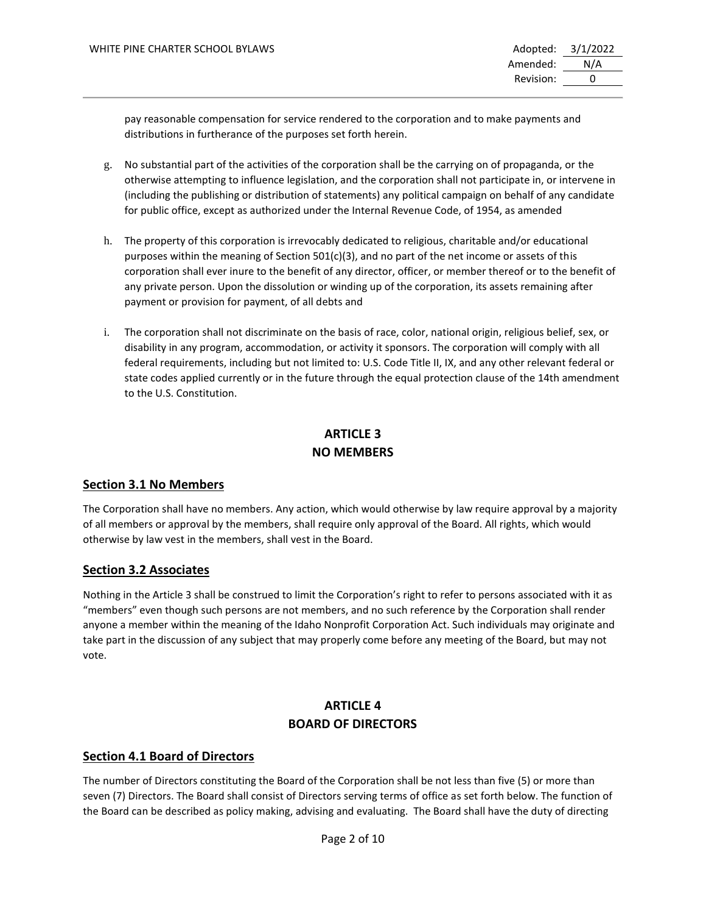pay reasonable compensation for service rendered to the corporation and to make payments and distributions in furtherance of the purposes set forth herein.

g. No substantial part of the activities of the corporation shall be the carrying on of propaganda, or the otherwise attempting to influence legislation, and the corporation shall not participate in, or intervene in (including the publishing or distribution of statements) any political campaign on behalf of any candidate for public office, except as authorized under the Internal Revenue Code, of 1954, as amended

h. The property of this corporation is irrevocably dedicated to religious, charitable and/or educational purposes within the meaning of Section 501(c)(3), and no part of the net income or assets of this corporation shall ever inure to the benefit of any director, officer, or member thereof or to the benefit of any private person. Upon the dissolution or winding up of the corporation, its assets remaining after payment or provision for payment, of all debts and

i. The corporation shall not discriminate on the basis of race, color, national origin, religious belief, sex, or disability in any program, accommodation, or activity it sponsors. The corporation will comply with all federal requirements, including but not limited to: U.S. Code Title II, IX, and any other relevant federal or state codes applied currently or in the future through the equal protection clause of the 14th amendment to the U.S. Constitution.

## ARTICLE 3
## NO MEMBERS

### Section 3.1 No Members

The Corporation shall have no members. Any action, which would otherwise by law require approval by a majority of all members or approval by the members, shall require only approval of the Board. All rights, which would otherwise by law vest in the members, shall vest in the Board.

### Section 3.2 Associates

Nothing in the Article 3 shall be construed to limit the Corporation's right to refer to persons associated with it as "members" even though such persons are not members, and no such reference by the Corporation shall render anyone a member within the meaning of the Idaho Nonprofit Corporation Act. Such individuals may originate and take part in the discussion of any subject that may properly come before any meeting of the Board, but may not vote.

## ARTICLE 4
## BOARD OF DIRECTORS

### Section 4.1 Board of Directors

The number of Directors constituting the Board of the Corporation shall be not less than five (5) or more than seven (7) Directors. The Board shall consist of Directors serving terms of office as set forth below. The function of the Board can be described as policy making, advising and evaluating. The Board shall have the duty of directing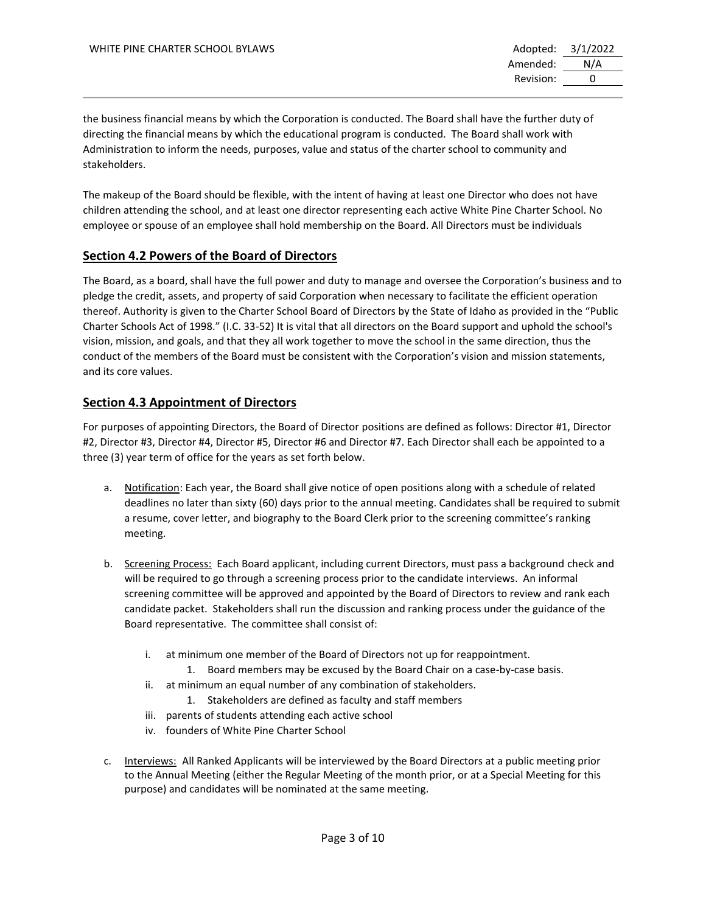the business financial means by which the Corporation is conducted. The Board shall have the further duty of directing the financial means by which the educational program is conducted. The Board shall work with Administration to inform the needs, purposes, value and status of the charter school to community and stakeholders.

The makeup of the Board should be flexible, with the intent of having at least one Director who does not have children attending the school, and at least one director representing each active White Pine Charter School. No employee or spouse of an employee shall hold membership on the Board. All Directors must be individuals

## Section 4.2 Powers of the Board of Directors

The Board, as a board, shall have the full power and duty to manage and oversee the Corporation's business and to pledge the credit, assets, and property of said Corporation when necessary to facilitate the efficient operation thereof. Authority is given to the Charter School Board of Directors by the State of Idaho as provided in the "Public Charter Schools Act of 1998." (I.C. 33-52) It is vital that all directors on the Board support and uphold the school's vision, mission, and goals, and that they all work together to move the school in the same direction, thus the conduct of the members of the Board must be consistent with the Corporation's vision and mission statements, and its core values.

## Section 4.3 Appointment of Directors

For purposes of appointing Directors, the Board of Director positions are defined as follows: Director #1, Director #2, Director #3, Director #4, Director #5, Director #6 and Director #7. Each Director shall each be appointed to a three (3) year term of office for the years as set forth below.

a. Notification: Each year, the Board shall give notice of open positions along with a schedule of related deadlines no later than sixty (60) days prior to the annual meeting. Candidates shall be required to submit a resume, cover letter, and biography to the Board Clerk prior to the screening committee's ranking meeting.

b. Screening Process: Each Board applicant, including current Directors, must pass a background check and will be required to go through a screening process prior to the candidate interviews. An informal screening committee will be approved and appointed by the Board of Directors to review and rank each candidate packet. Stakeholders shall run the discussion and ranking process under the guidance of the Board representative. The committee shall consist of:

   i. at minimum one member of the Board of Directors not up for reappointment.
      1. Board members may be excused by the Board Chair on a case-by-case basis.
   ii. at minimum an equal number of any combination of stakeholders.
      1. Stakeholders are defined as faculty and staff members
   iii. parents of students attending each active school
   iv. founders of White Pine Charter School

c. Interviews: All Ranked Applicants will be interviewed by the Board Directors at a public meeting prior to the Annual Meeting (either the Regular Meeting of the month prior, or at a Special Meeting for this purpose) and candidates will be nominated at the same meeting.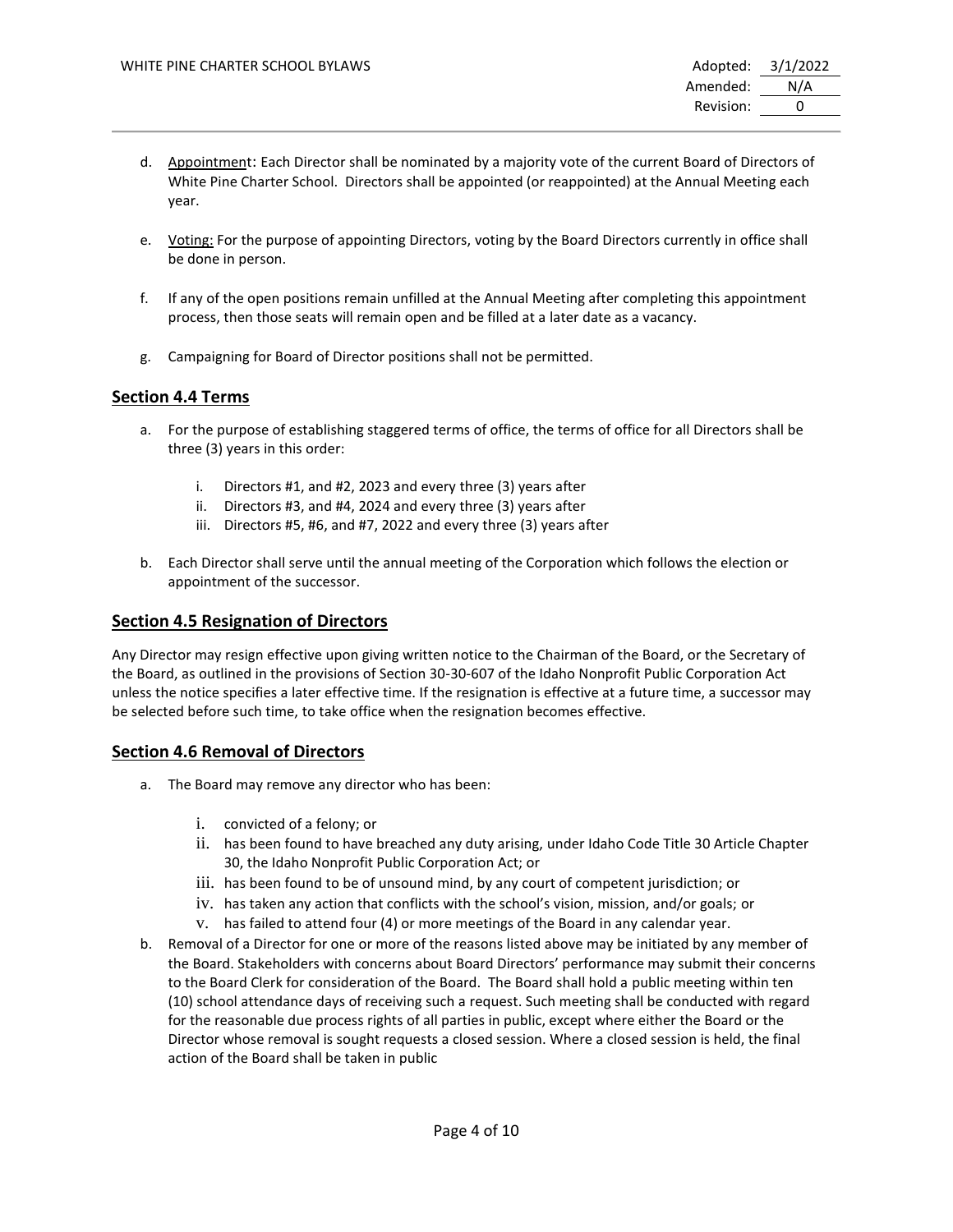d. Appointment: Each Director shall be nominated by a majority vote of the current Board of Directors of White Pine Charter School. Directors shall be appointed (or reappointed) at the Annual Meeting each year.

e. Voting: For the purpose of appointing Directors, voting by the Board Directors currently in office shall be done in person.

f. If any of the open positions remain unfilled at the Annual Meeting after completing this appointment process, then those seats will remain open and be filled at a later date as a vacancy.

g. Campaigning for Board of Director positions shall not be permitted.

## Section 4.4 Terms

a. For the purpose of establishing staggered terms of office, the terms of office for all Directors shall be three (3) years in this order:

   i. Directors #1, and #2, 2023 and every three (3) years after
   ii. Directors #3, and #4, 2024 and every three (3) years after
   iii. Directors #5, #6, and #7, 2022 and every three (3) years after

b. Each Director shall serve until the annual meeting of the Corporation which follows the election or appointment of the successor.

## Section 4.5 Resignation of Directors

Any Director may resign effective upon giving written notice to the Chairman of the Board, or the Secretary of the Board, as outlined in the provisions of Section 30-30-607 of the Idaho Nonprofit Public Corporation Act unless the notice specifies a later effective time. If the resignation is effective at a future time, a successor may be selected before such time, to take office when the resignation becomes effective.

## Section 4.6 Removal of Directors

a. The Board may remove any director who has been:

   i. convicted of a felony; or
   ii. has been found to have breached any duty arising, under Idaho Code Title 30 Article Chapter 30, the Idaho Nonprofit Public Corporation Act; or
   iii. has been found to be of unsound mind, by any court of competent jurisdiction; or
   iv. has taken any action that conflicts with the school's vision, mission, and/or goals; or
   v. has failed to attend four (4) or more meetings of the Board in any calendar year.

b. Removal of a Director for one or more of the reasons listed above may be initiated by any member of the Board. Stakeholders with concerns about Board Directors' performance may submit their concerns to the Board Clerk for consideration of the Board. The Board shall hold a public meeting within ten (10) school attendance days of receiving such a request. Such meeting shall be conducted with regard for the reasonable due process rights of all parties in public, except where either the Board or the Director whose removal is sought requests a closed session. Where a closed session is held, the final action of the Board shall be taken in public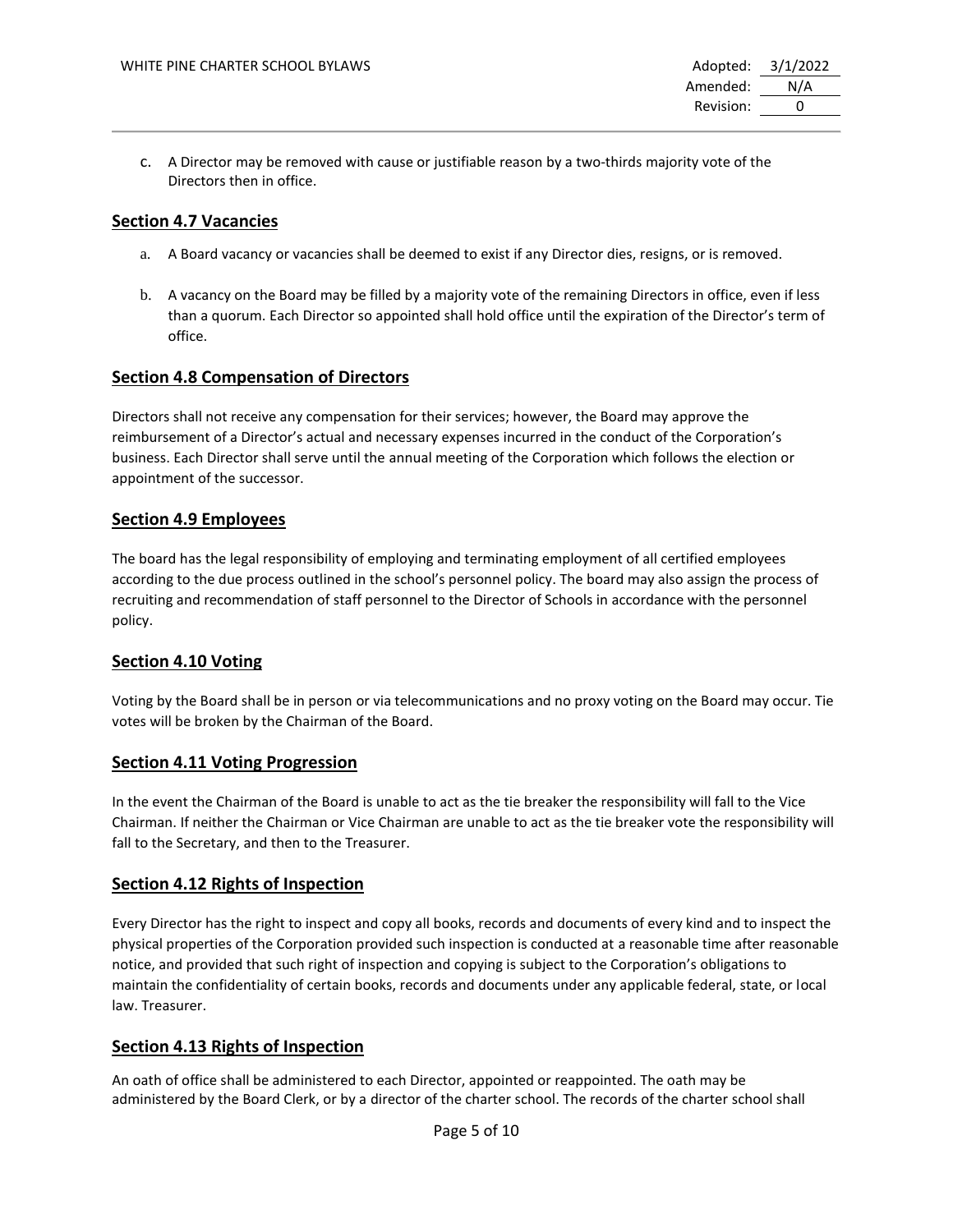c. A Director may be removed with cause or justifiable reason by a two-thirds majority vote of the Directors then in office.

## Section 4.7 Vacancies

a. A Board vacancy or vacancies shall be deemed to exist if any Director dies, resigns, or is removed.

b. A vacancy on the Board may be filled by a majority vote of the remaining Directors in office, even if less than a quorum. Each Director so appointed shall hold office until the expiration of the Director's term of office.

## Section 4.8 Compensation of Directors

Directors shall not receive any compensation for their services; however, the Board may approve the reimbursement of a Director's actual and necessary expenses incurred in the conduct of the Corporation's business. Each Director shall serve until the annual meeting of the Corporation which follows the election or appointment of the successor.

## Section 4.9 Employees

The board has the legal responsibility of employing and terminating employment of all certified employees according to the due process outlined in the school's personnel policy. The board may also assign the process of recruiting and recommendation of staff personnel to the Director of Schools in accordance with the personnel policy.

## Section 4.10 Voting

Voting by the Board shall be in person or via telecommunications and no proxy voting on the Board may occur. Tie votes will be broken by the Chairman of the Board.

## Section 4.11 Voting Progression

In the event the Chairman of the Board is unable to act as the tie breaker the responsibility will fall to the Vice Chairman. If neither the Chairman or Vice Chairman are unable to act as the tie breaker vote the responsibility will fall to the Secretary, and then to the Treasurer.

## Section 4.12 Rights of Inspection

Every Director has the right to inspect and copy all books, records and documents of every kind and to inspect the physical properties of the Corporation provided such inspection is conducted at a reasonable time after reasonable notice, and provided that such right of inspection and copying is subject to the Corporation's obligations to maintain the confidentiality of certain books, records and documents under any applicable federal, state, or local law. Treasurer.

## Section 4.13 Rights of Inspection

An oath of office shall be administered to each Director, appointed or reappointed. The oath may be administered by the Board Clerk, or by a director of the charter school. The records of the charter school shall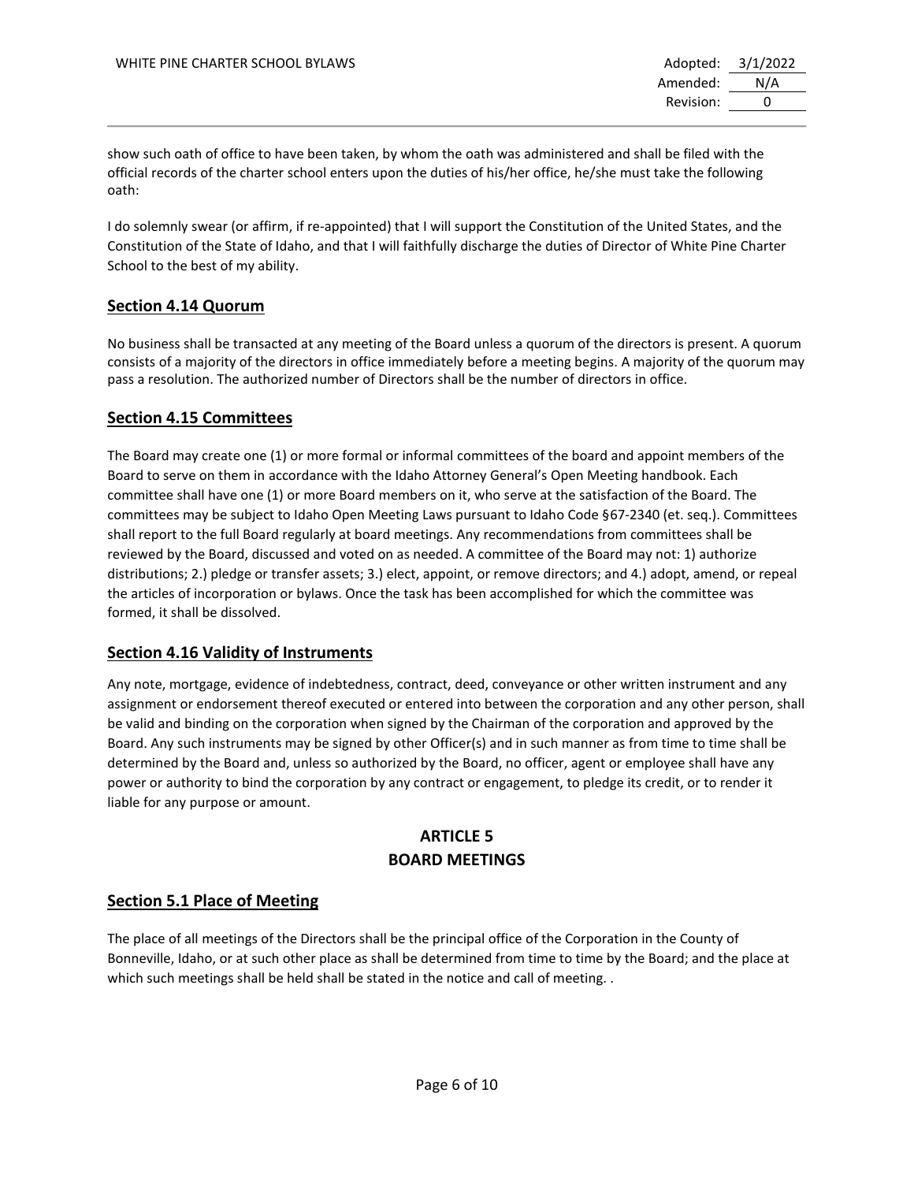show such oath of office to have been taken, by whom the oath was administered and shall be filed with the official records of the charter school enters upon the duties of his/her office, he/she must take the following oath:

I do solemnly swear (or affirm, if re-appointed) that I will support the Constitution of the United States, and the Constitution of the State of Idaho, and that I will faithfully discharge the duties of Director of White Pine Charter School to the best of my ability.

## Section 4.14 Quorum

No business shall be transacted at any meeting of the Board unless a quorum of the directors is present. A quorum consists of a majority of the directors in office immediately before a meeting begins. A majority of the quorum may pass a resolution. The authorized number of Directors shall be the number of directors in office.

## Section 4.15 Committees

The Board may create one (1) or more formal or informal committees of the board and appoint members of the Board to serve on them in accordance with the Idaho Attorney General's Open Meeting handbook. Each committee shall have one (1) or more Board members on it, who serve at the satisfaction of the Board. The committees may be subject to Idaho Open Meeting Laws pursuant to Idaho Code §67-2340 (et. seq.). Committees shall report to the full Board regularly at board meetings. Any recommendations from committees shall be reviewed by the Board, discussed and voted on as needed. A committee of the Board may not: 1) authorize distributions; 2.) pledge or transfer assets; 3.) elect, appoint, or remove directors; and 4.) adopt, amend, or repeal the articles of incorporation or bylaws. Once the task has been accomplished for which the committee was formed, it shall be dissolved.

## Section 4.16 Validity of Instruments

Any note, mortgage, evidence of indebtedness, contract, deed, conveyance or other written instrument and any assignment or endorsement thereof executed or entered into between the corporation and any other person, shall be valid and binding on the corporation when signed by the Chairman of the corporation and approved by the Board. Any such instruments may be signed by other Officer(s) and in such manner as from time to time shall be determined by the Board and, unless so authorized by the Board, no officer, agent or employee shall have any power or authority to bind the corporation by any contract or engagement, to pledge its credit, or to render it liable for any purpose or amount.

# ARTICLE 5
# BOARD MEETINGS

## Section 5.1 Place of Meeting

The place of all meetings of the Directors shall be the principal office of the Corporation in the County of Bonneville, Idaho, or at such other place as shall be determined from time to time by the Board; and the place at which such meetings shall be held shall be stated in the notice and call of meeting. .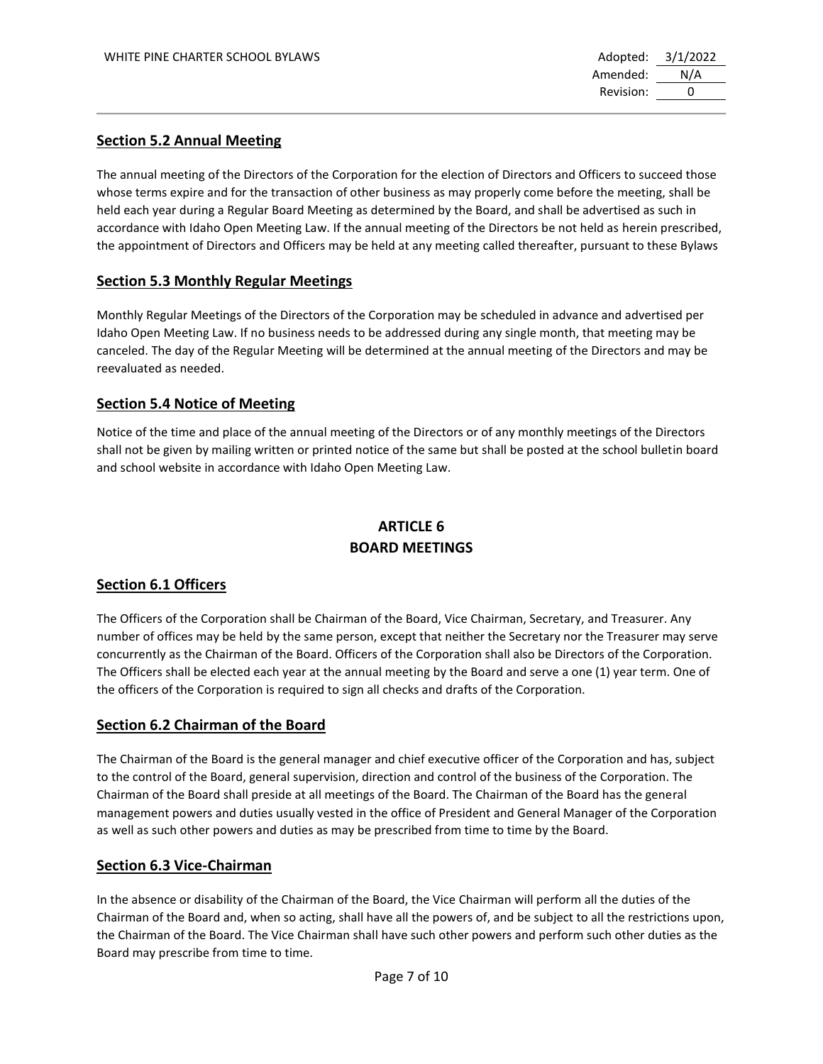## Section 5.2 Annual Meeting

The annual meeting of the Directors of the Corporation for the election of Directors and Officers to succeed those whose terms expire and for the transaction of other business as may properly come before the meeting, shall be held each year during a Regular Board Meeting as determined by the Board, and shall be advertised as such in accordance with Idaho Open Meeting Law. If the annual meeting of the Directors be not held as herein prescribed, the appointment of Directors and Officers may be held at any meeting called thereafter, pursuant to these Bylaws

## Section 5.3 Monthly Regular Meetings

Monthly Regular Meetings of the Directors of the Corporation may be scheduled in advance and advertised per Idaho Open Meeting Law. If no business needs to be addressed during any single month, that meeting may be canceled. The day of the Regular Meeting will be determined at the annual meeting of the Directors and may be reevaluated as needed.

## Section 5.4 Notice of Meeting

Notice of the time and place of the annual meeting of the Directors or of any monthly meetings of the Directors shall not be given by mailing written or printed notice of the same but shall be posted at the school bulletin board and school website in accordance with Idaho Open Meeting Law.

# ARTICLE 6
# BOARD MEETINGS

## Section 6.1 Officers

The Officers of the Corporation shall be Chairman of the Board, Vice Chairman, Secretary, and Treasurer. Any number of offices may be held by the same person, except that neither the Secretary nor the Treasurer may serve concurrently as the Chairman of the Board. Officers of the Corporation shall also be Directors of the Corporation. The Officers shall be elected each year at the annual meeting by the Board and serve a one (1) year term. One of the officers of the Corporation is required to sign all checks and drafts of the Corporation.

## Section 6.2 Chairman of the Board

The Chairman of the Board is the general manager and chief executive officer of the Corporation and has, subject to the control of the Board, general supervision, direction and control of the business of the Corporation. The Chairman of the Board shall preside at all meetings of the Board. The Chairman of the Board has the general management powers and duties usually vested in the office of President and General Manager of the Corporation as well as such other powers and duties as may be prescribed from time to time by the Board.

## Section 6.3 Vice-Chairman

In the absence or disability of the Chairman of the Board, the Vice Chairman will perform all the duties of the Chairman of the Board and, when so acting, shall have all the powers of, and be subject to all the restrictions upon, the Chairman of the Board. The Vice Chairman shall have such other powers and perform such other duties as the Board may prescribe from time to time.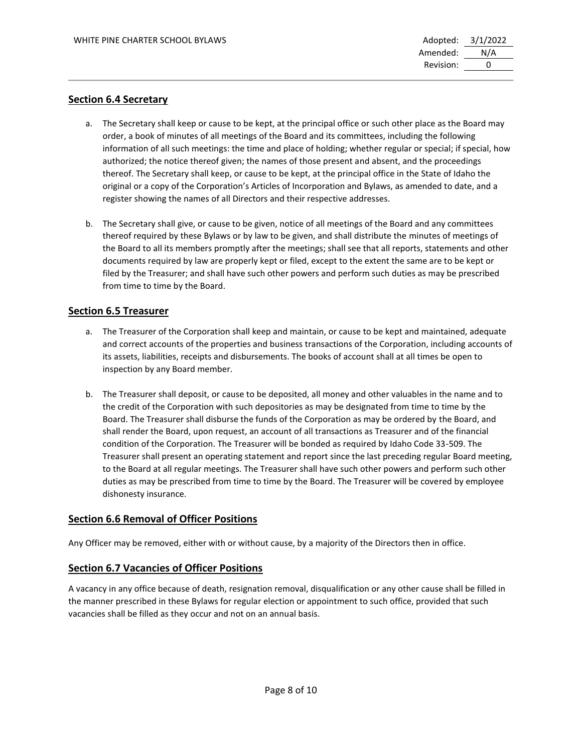## Section 6.4 Secretary

a. The Secretary shall keep or cause to be kept, at the principal office or such other place as the Board may order, a book of minutes of all meetings of the Board and its committees, including the following information of all such meetings: the time and place of holding; whether regular or special; if special, how authorized; the notice thereof given; the names of those present and absent, and the proceedings thereof. The Secretary shall keep, or cause to be kept, at the principal office in the State of Idaho the original or a copy of the Corporation's Articles of Incorporation and Bylaws, as amended to date, and a register showing the names of all Directors and their respective addresses.

b. The Secretary shall give, or cause to be given, notice of all meetings of the Board and any committees thereof required by these Bylaws or by law to be given, and shall distribute the minutes of meetings of the Board to all its members promptly after the meetings; shall see that all reports, statements and other documents required by law are properly kept or filed, except to the extent the same are to be kept or filed by the Treasurer; and shall have such other powers and perform such duties as may be prescribed from time to time by the Board.

## Section 6.5 Treasurer

a. The Treasurer of the Corporation shall keep and maintain, or cause to be kept and maintained, adequate and correct accounts of the properties and business transactions of the Corporation, including accounts of its assets, liabilities, receipts and disbursements. The books of account shall at all times be open to inspection by any Board member.

b. The Treasurer shall deposit, or cause to be deposited, all money and other valuables in the name and to the credit of the Corporation with such depositories as may be designated from time to time by the Board. The Treasurer shall disburse the funds of the Corporation as may be ordered by the Board, and shall render the Board, upon request, an account of all transactions as Treasurer and of the financial condition of the Corporation. The Treasurer will be bonded as required by Idaho Code 33-509. The Treasurer shall present an operating statement and report since the last preceding regular Board meeting, to the Board at all regular meetings. The Treasurer shall have such other powers and perform such other duties as may be prescribed from time to time by the Board. The Treasurer will be covered by employee dishonesty insurance.

## Section 6.6 Removal of Officer Positions

Any Officer may be removed, either with or without cause, by a majority of the Directors then in office.

## Section 6.7 Vacancies of Officer Positions

A vacancy in any office because of death, resignation removal, disqualification or any other cause shall be filled in the manner prescribed in these Bylaws for regular election or appointment to such office, provided that such vacancies shall be filled as they occur and not on an annual basis.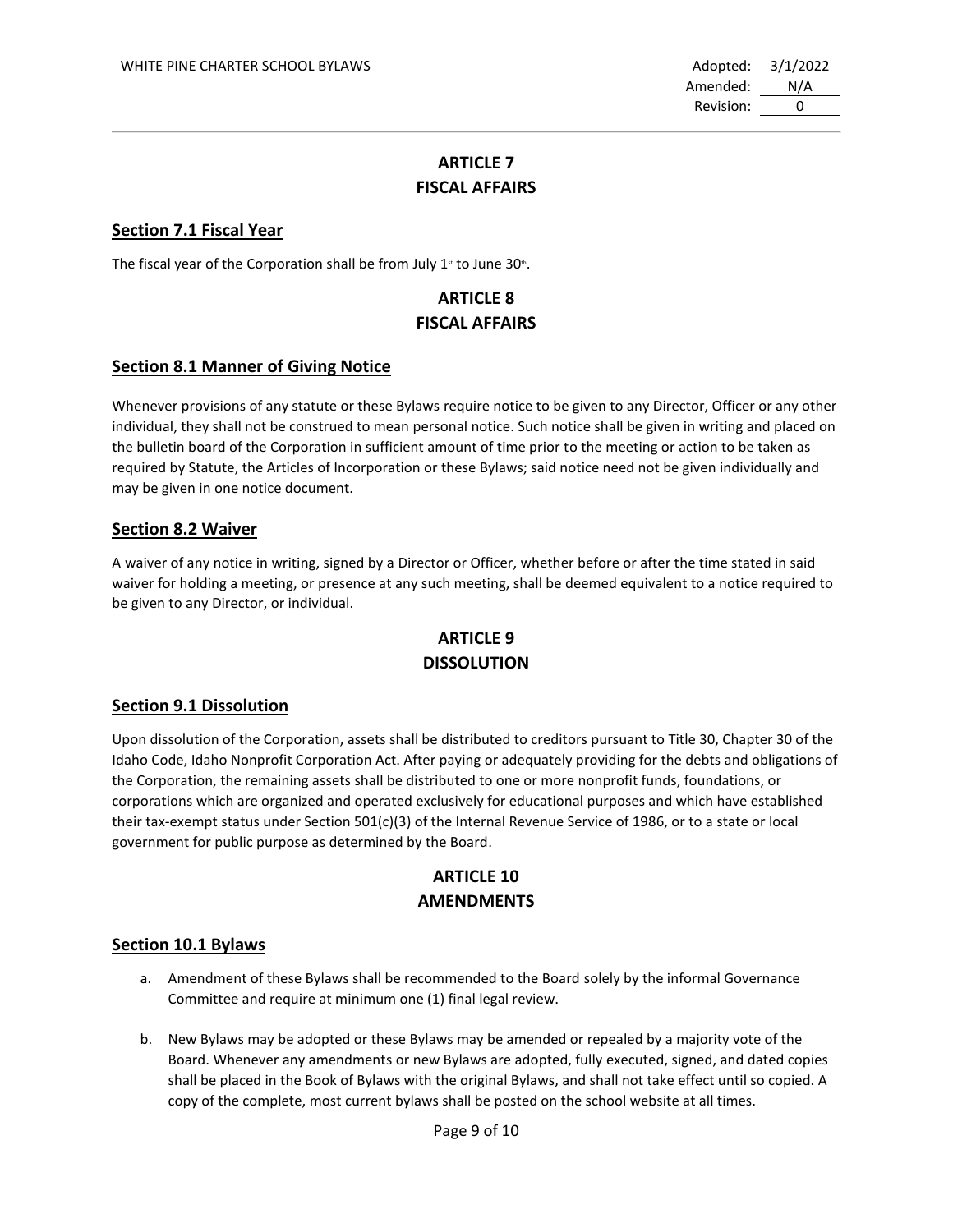## ARTICLE 7
## FISCAL AFFAIRS

### Section 7.1 Fiscal Year

The fiscal year of the Corporation shall be from July 1st to June 30th.

## ARTICLE 8
## FISCAL AFFAIRS

### Section 8.1 Manner of Giving Notice

Whenever provisions of any statute or these Bylaws require notice to be given to any Director, Officer or any other individual, they shall not be construed to mean personal notice. Such notice shall be given in writing and placed on the bulletin board of the Corporation in sufficient amount of time prior to the meeting or action to be taken as required by Statute, the Articles of Incorporation or these Bylaws; said notice need not be given individually and may be given in one notice document.

### Section 8.2 Waiver

A waiver of any notice in writing, signed by a Director or Officer, whether before or after the time stated in said waiver for holding a meeting, or presence at any such meeting, shall be deemed equivalent to a notice required to be given to any Director, or individual.

## ARTICLE 9
## DISSOLUTION

### Section 9.1 Dissolution

Upon dissolution of the Corporation, assets shall be distributed to creditors pursuant to Title 30, Chapter 30 of the Idaho Code, Idaho Nonprofit Corporation Act. After paying or adequately providing for the debts and obligations of the Corporation, the remaining assets shall be distributed to one or more nonprofit funds, foundations, or corporations which are organized and operated exclusively for educational purposes and which have established their tax-exempt status under Section 501(c)(3) of the Internal Revenue Service of 1986, or to a state or local government for public purpose as determined by the Board.

## ARTICLE 10
## AMENDMENTS

### Section 10.1 Bylaws

a. Amendment of these Bylaws shall be recommended to the Board solely by the informal Governance Committee and require at minimum one (1) final legal review.

b. New Bylaws may be adopted or these Bylaws may be amended or repealed by a majority vote of the Board. Whenever any amendments or new Bylaws are adopted, fully executed, signed, and dated copies shall be placed in the Book of Bylaws with the original Bylaws, and shall not take effect until so copied. A copy of the complete, most current bylaws shall be posted on the school website at all times.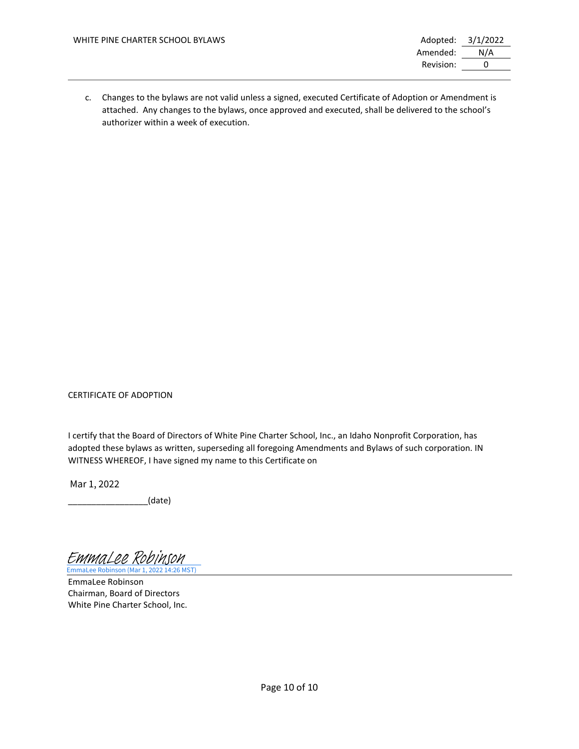c. Changes to the bylaws are not valid unless a signed, executed Certificate of Adoption or Amendment is attached. Any changes to the bylaws, once approved and executed, shall be delivered to the school's authorizer within a week of execution.

CERTIFICATE OF ADOPTION

I certify that the Board of Directors of White Pine Charter School, Inc., an Idaho Nonprofit Corporation, has adopted these bylaws as written, superseding all foregoing Amendments and Bylaws of such corporation. IN WITNESS WHEREOF, I have signed my name to this Certificate on

Mar 1, 2022

_________________(date)

EmmaLee Robinson
EmmaLee Robinson (Mar 1, 2022 14:26 MST)

EmmaLee Robinson
Chairman, Board of Directors
White Pine Charter School, Inc.